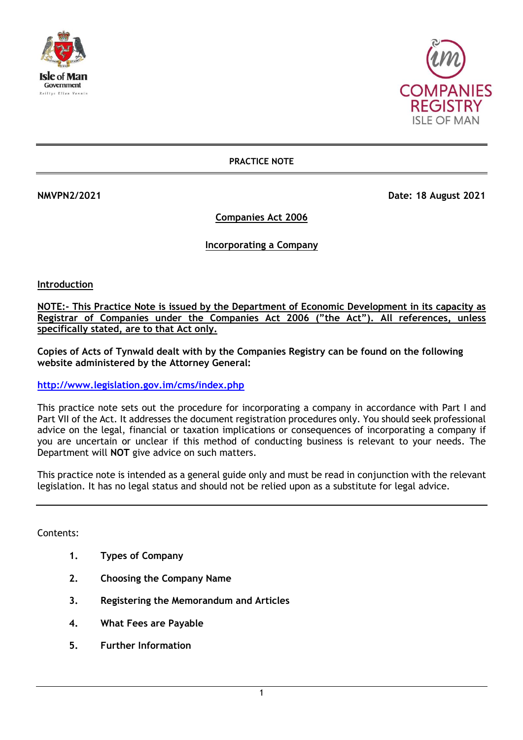**PRACTICE NOTE**

**NMVPN2/2021** **Date: 18 August 2021**

## Companies Act 2006

## Incorporating a Company

### Introduction

**NOTE:- This Practice Note is issued by the Department of Economic Development in its capacity as Registrar of Companies under the Companies Act 2006 ("the Act"). All references, unless specifically stated, are to that Act only.**

**Copies of Acts of Tynwald dealt with by the Companies Registry can be found on the following website administered by the Attorney General:**

http://www.legislation.gov.im/cms/index.php

This practice note sets out the procedure for incorporating a company in accordance with Part I and Part VII of the Act. It addresses the document registration procedures only. You should seek professional advice on the legal, financial or taxation implications or consequences of incorporating a company if you are uncertain or unclear if this method of conducting business is relevant to your needs. The Department will **NOT** give advice on such matters.

This practice note is intended as a general guide only and must be read in conjunction with the relevant legislation. It has no legal status and should not be relied upon as a substitute for legal advice.

---

Contents:

1. **Types of Company**
2. **Choosing the Company Name**
3. **Registering the Memorandum and Articles**
4. **What Fees are Payable**
5. **Further Information**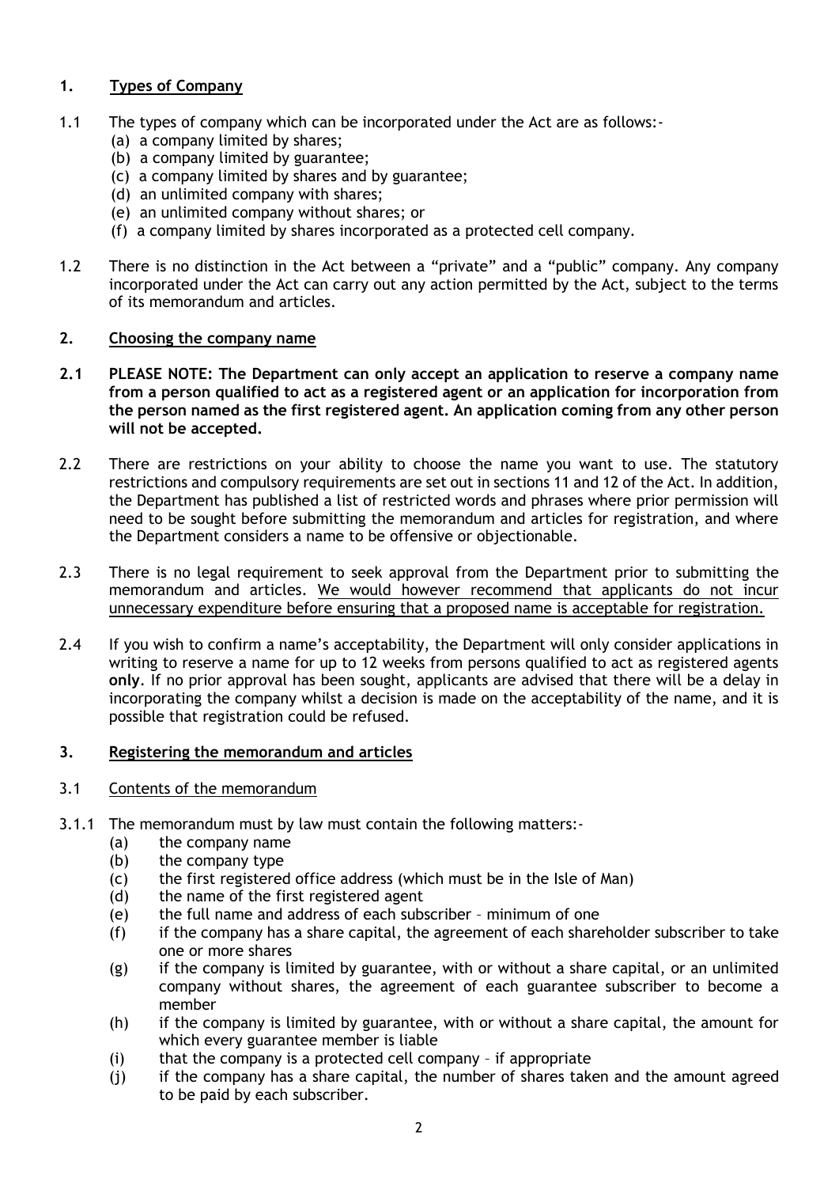## 1. Types of Company

1.1 The types of company which can be incorporated under the Act are as follows:-

(a) a company limited by shares;
(b) a company limited by guarantee;
(c) a company limited by shares and by guarantee;
(d) an unlimited company with shares;
(e) an unlimited company without shares; or
(f) a company limited by shares incorporated as a protected cell company.

1.2 There is no distinction in the Act between a "private" and a "public" company. Any company incorporated under the Act can carry out any action permitted by the Act, subject to the terms of its memorandum and articles.

## 2. Choosing the company name

**2.1 PLEASE NOTE: The Department can only accept an application to reserve a company name from a person qualified to act as a registered agent or an application for incorporation from the person named as the first registered agent. An application coming from any other person will not be accepted.**

2.2 There are restrictions on your ability to choose the name you want to use. The statutory restrictions and compulsory requirements are set out in sections 11 and 12 of the Act. In addition, the Department has published a list of restricted words and phrases where prior permission will need to be sought before submitting the memorandum and articles for registration, and where the Department considers a name to be offensive or objectionable.

2.3 There is no legal requirement to seek approval from the Department prior to submitting the memorandum and articles. <u>We would however recommend that applicants do not incur unnecessary expenditure before ensuring that a proposed name is acceptable for registration.</u>

2.4 If you wish to confirm a name's acceptability, the Department will only consider applications in writing to reserve a name for up to 12 weeks from persons qualified to act as registered agents **only**. If no prior approval has been sought, applicants are advised that there will be a delay in incorporating the company whilst a decision is made on the acceptability of the name, and it is possible that registration could be refused.

## 3. Registering the memorandum and articles

### 3.1 Contents of the memorandum

3.1.1 The memorandum must by law must contain the following matters:-

(a) the company name
(b) the company type
(c) the first registered office address (which must be in the Isle of Man)
(d) the name of the first registered agent
(e) the full name and address of each subscriber – minimum of one
(f) if the company has a share capital, the agreement of each shareholder subscriber to take one or more shares
(g) if the company is limited by guarantee, with or without a share capital, or an unlimited company without shares, the agreement of each guarantee subscriber to become a member
(h) if the company is limited by guarantee, with or without a share capital, the amount for which every guarantee member is liable
(i) that the company is a protected cell company – if appropriate
(j) if the company has a share capital, the number of shares taken and the amount agreed to be paid by each subscriber.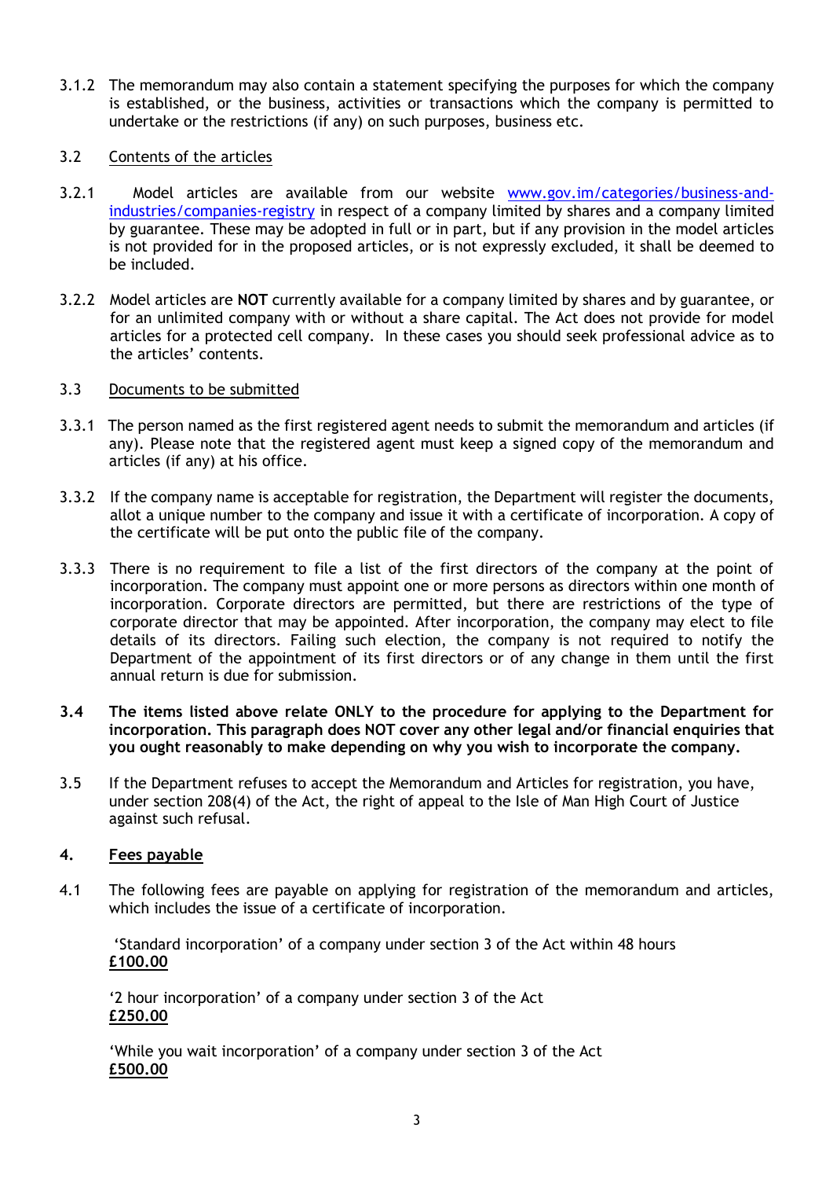3.1.2 The memorandum may also contain a statement specifying the purposes for which the company is established, or the business, activities or transactions which the company is permitted to undertake or the restrictions (if any) on such purposes, business etc.

3.2 Contents of the articles

3.2.1 Model articles are available from our website [www.gov.im/categories/business-and-industries/companies-registry](www.gov.im/categories/business-and-industries/companies-registry) in respect of a company limited by shares and a company limited by guarantee. These may be adopted in full or in part, but if any provision in the model articles is not provided for in the proposed articles, or is not expressly excluded, it shall be deemed to be included.

3.2.2 Model articles are **NOT** currently available for a company limited by shares and by guarantee, or for an unlimited company with or without a share capital. The Act does not provide for model articles for a protected cell company. In these cases you should seek professional advice as to the articles' contents.

3.3 Documents to be submitted

3.3.1 The person named as the first registered agent needs to submit the memorandum and articles (if any). Please note that the registered agent must keep a signed copy of the memorandum and articles (if any) at his office.

3.3.2 If the company name is acceptable for registration, the Department will register the documents, allot a unique number to the company and issue it with a certificate of incorporation. A copy of the certificate will be put onto the public file of the company.

3.3.3 There is no requirement to file a list of the first directors of the company at the point of incorporation. The company must appoint one or more persons as directors within one month of incorporation. Corporate directors are permitted, but there are restrictions of the type of corporate director that may be appointed. After incorporation, the company may elect to file details of its directors. Failing such election, the company is not required to notify the Department of the appointment of its first directors or of any change in them until the first annual return is due for submission.

**3.4 The items listed above relate ONLY to the procedure for applying to the Department for incorporation. This paragraph does NOT cover any other legal and/or financial enquiries that you ought reasonably to make depending on why you wish to incorporate the company.**

3.5 If the Department refuses to accept the Memorandum and Articles for registration, you have, under section 208(4) of the Act, the right of appeal to the Isle of Man High Court of Justice against such refusal.

## 4. Fees payable

4.1 The following fees are payable on applying for registration of the memorandum and articles, which includes the issue of a certificate of incorporation.

'Standard incorporation' of a company under section 3 of the Act within 48 hours
**£100.00**

'2 hour incorporation' of a company under section 3 of the Act
**£250.00**

'While you wait incorporation' of a company under section 3 of the Act
**£500.00**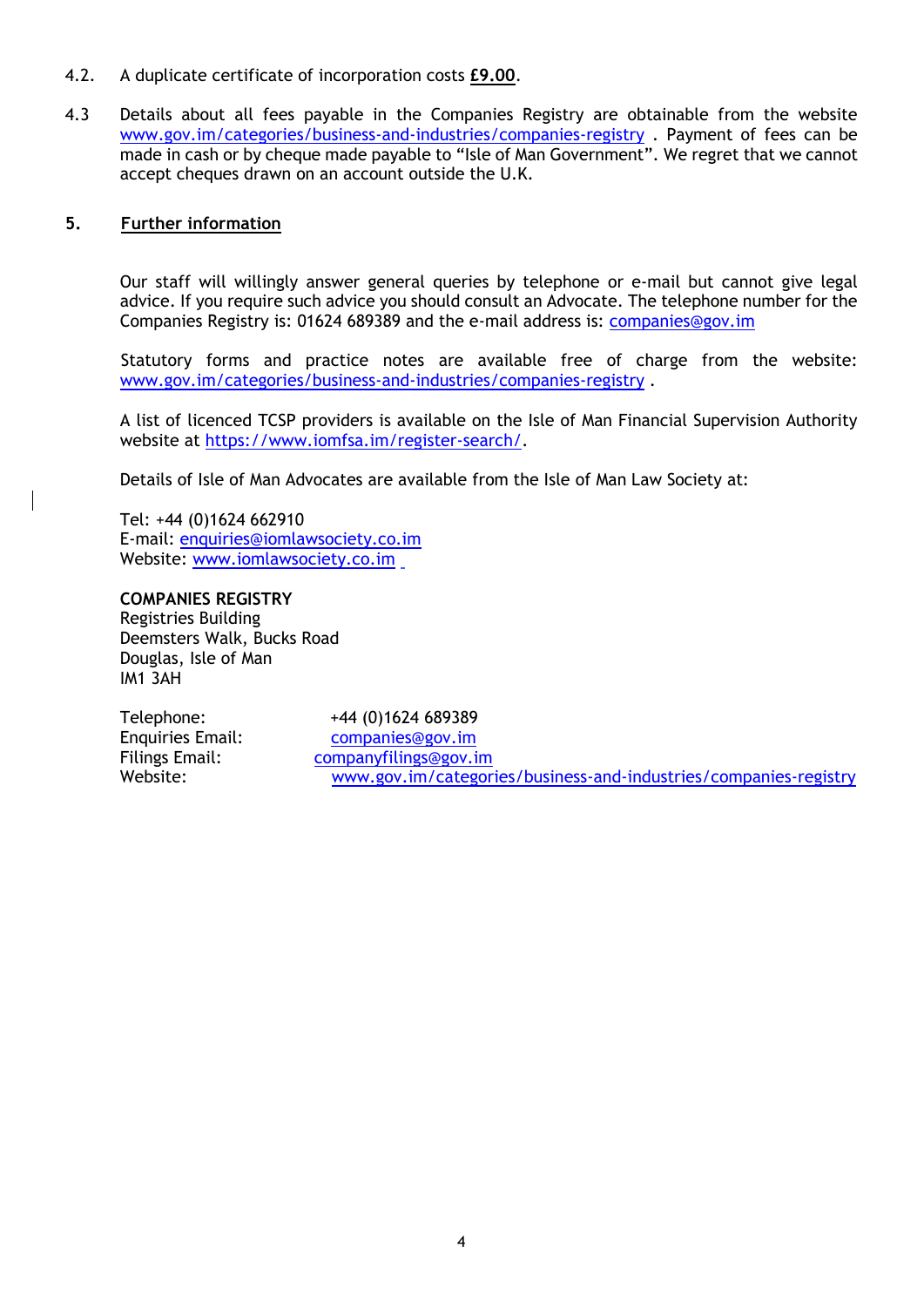4.2. A duplicate certificate of incorporation costs **£9.00**.

4.3 Details about all fees payable in the Companies Registry are obtainable from the website www.gov.im/categories/business-and-industries/companies-registry . Payment of fees can be made in cash or by cheque made payable to "Isle of Man Government". We regret that we cannot accept cheques drawn on an account outside the U.K.

## 5. Further information

Our staff will willingly answer general queries by telephone or e-mail but cannot give legal advice. If you require such advice you should consult an Advocate. The telephone number for the Companies Registry is: 01624 689389 and the e-mail address is: companies@gov.im

Statutory forms and practice notes are available free of charge from the website: www.gov.im/categories/business-and-industries/companies-registry .

A list of licenced TCSP providers is available on the Isle of Man Financial Supervision Authority website at https://www.iomfsa.im/register-search/.

Details of Isle of Man Advocates are available from the Isle of Man Law Society at:

Tel: +44 (0)1624 662910
E-mail: enquiries@iomlawsociety.co.im
Website: www.iomlawsociety.co.im

**COMPANIES REGISTRY**
Registries Building
Deemsters Walk, Bucks Road
Douglas, Isle of Man
IM1 3AH

Telephone: +44 (0)1624 689389
Enquiries Email: companies@gov.im
Filings Email: companyfilings@gov.im
Website: www.gov.im/categories/business-and-industries/companies-registry